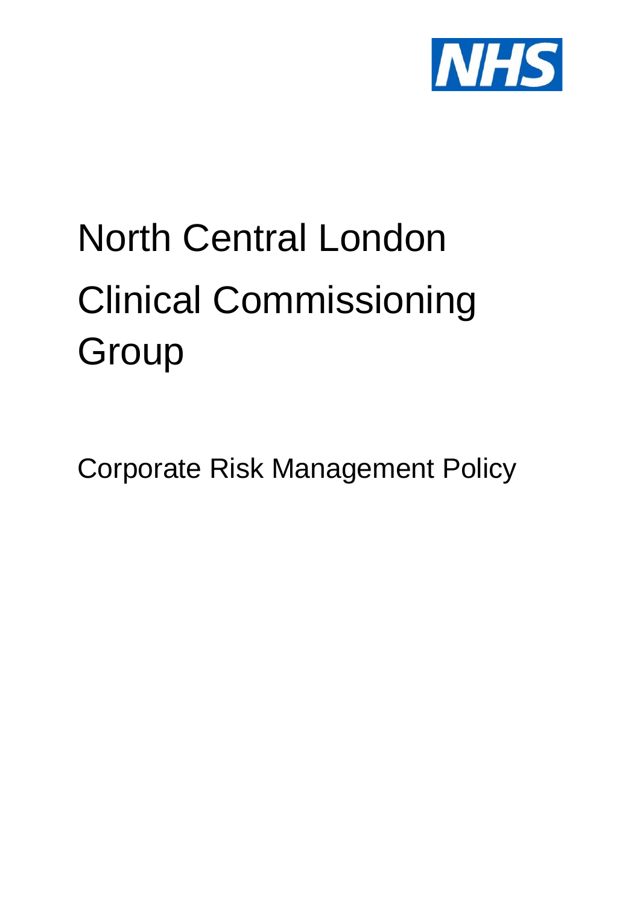NHS

# North Central London Clinical Commissioning Group

## Corporate Risk Management Policy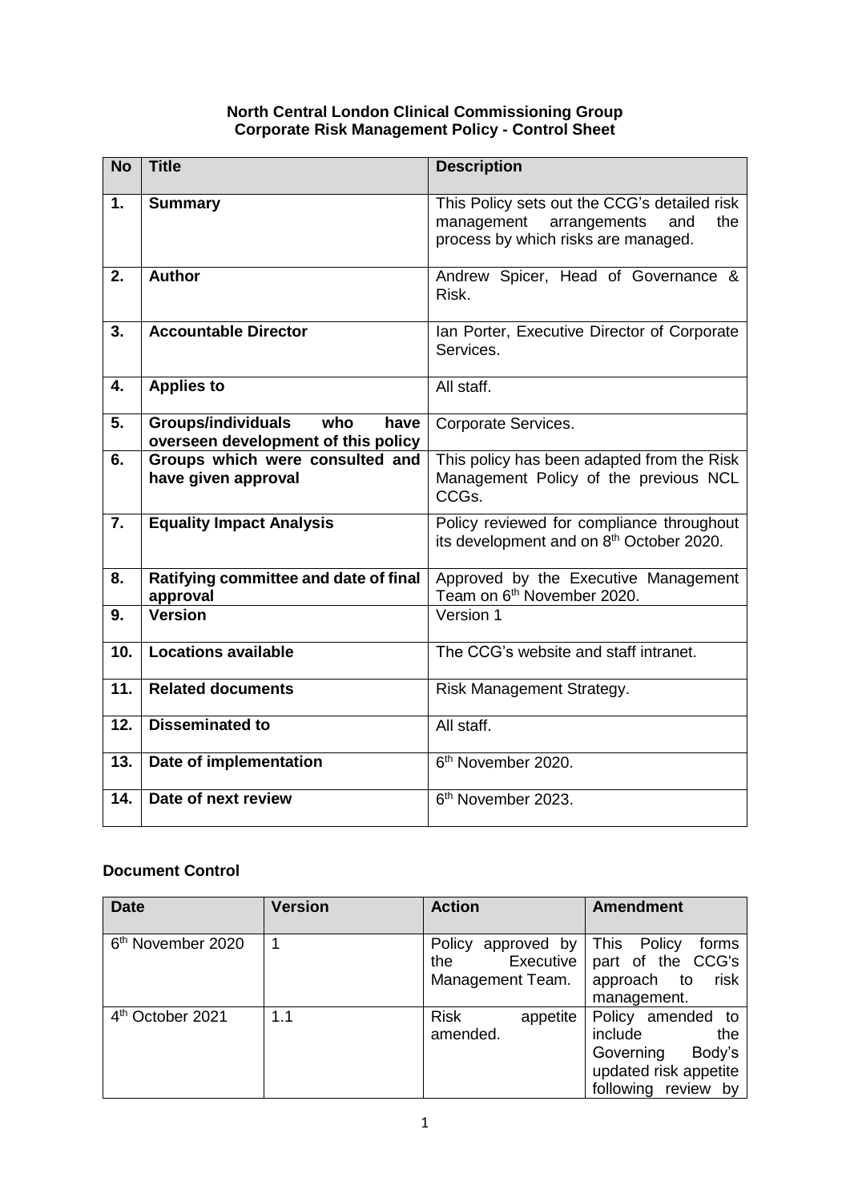**North Central London Clinical Commissioning Group**
**Corporate Risk Management Policy - Control Sheet**

| No | Title | Description |
|---|---|---|
| 1. | **Summary** | This Policy sets out the CCG's detailed risk management arrangements and the process by which risks are managed. |
| 2. | **Author** | Andrew Spicer, Head of Governance & Risk. |
| 3. | **Accountable Director** | Ian Porter, Executive Director of Corporate Services. |
| 4. | **Applies to** | All staff. |
| 5. | **Groups/individuals who have overseen development of this policy** | Corporate Services. |
| 6. | **Groups which were consulted and have given approval** | This policy has been adapted from the Risk Management Policy of the previous NCL CCGs. |
| 7. | **Equality Impact Analysis** | Policy reviewed for compliance throughout its development and on 8th October 2020. |
| 8. | **Ratifying committee and date of final approval** | Approved by the Executive Management Team on 6th November 2020. |
| 9. | **Version** | Version 1 |
| 10. | **Locations available** | The CCG's website and staff intranet. |
| 11. | **Related documents** | Risk Management Strategy. |
| 12. | **Disseminated to** | All staff. |
| 13. | **Date of implementation** | 6th November 2020. |
| 14. | **Date of next review** | 6th November 2023. |

**Document Control**

| Date | Version | Action | Amendment |
|---|---|---|---|
| 6th November 2020 | 1 | Policy approved by the Executive Management Team. | This Policy forms part of the CCG's approach to risk management. |
| 4th October 2021 | 1.1 | Risk appetite amended. | Policy amended to include the Governing Body's updated risk appetite following review by |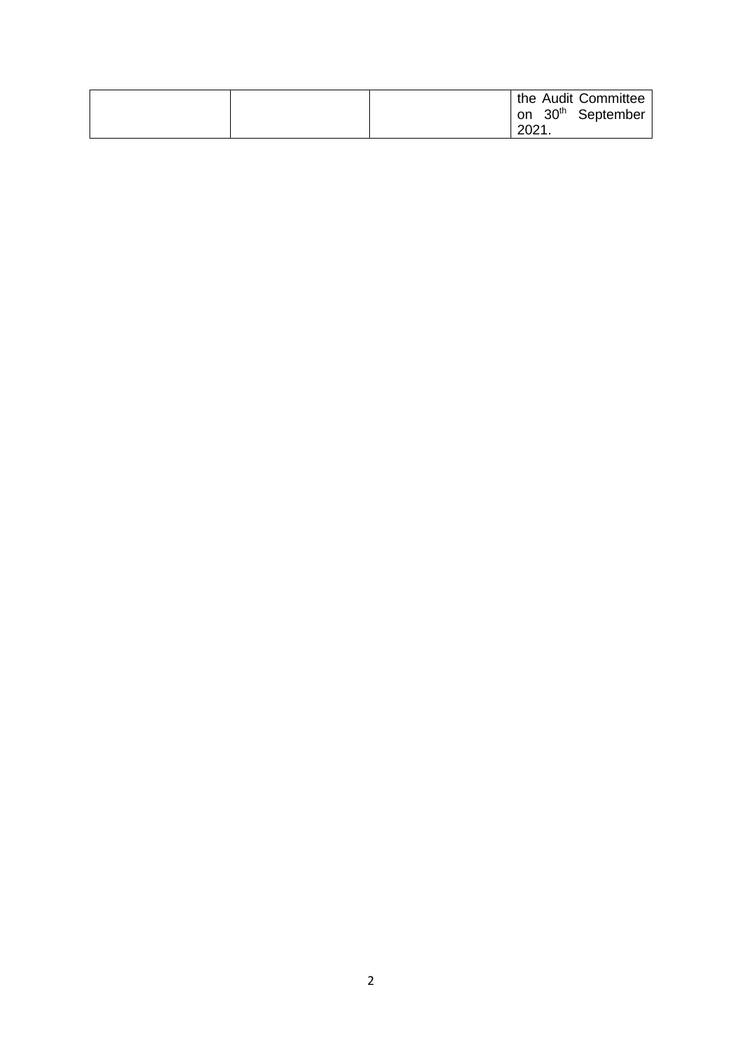|  |  |  | the Audit Committee on 30th September 2021. |
|---|---|---|---|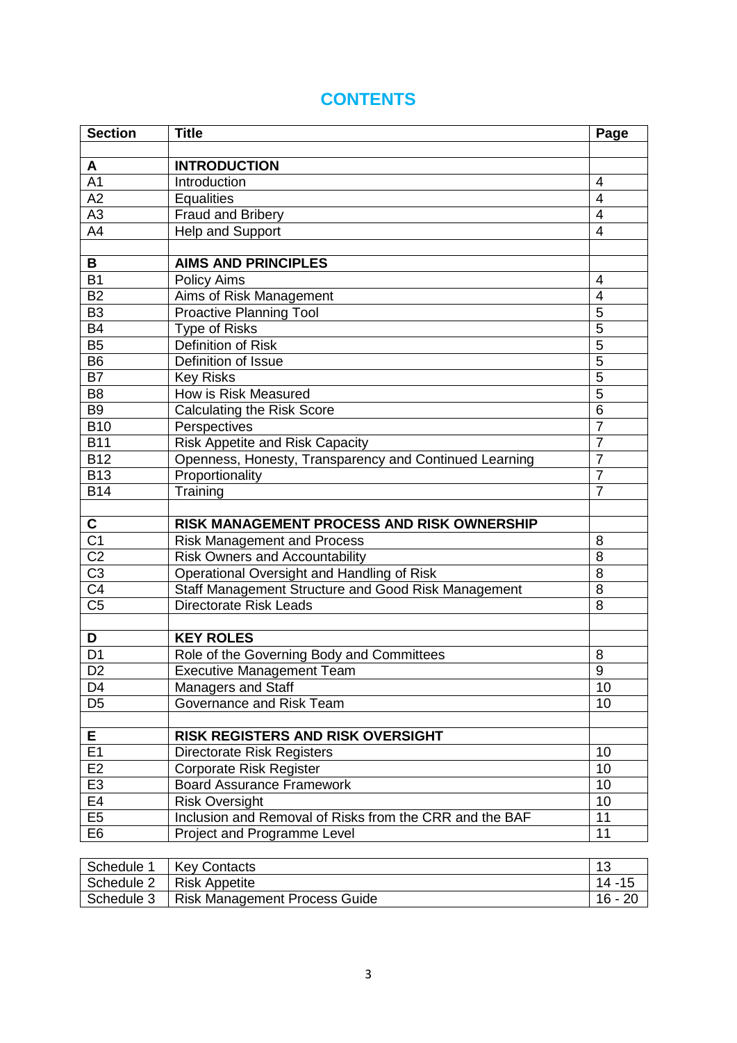# CONTENTS

| Section | Title | Page |
|---|---|---|
| | | |
| **A** | **INTRODUCTION** | |
| A1 | Introduction | 4 |
| A2 | Equalities | 4 |
| A3 | Fraud and Bribery | 4 |
| A4 | Help and Support | 4 |
| | | |
| **B** | **AIMS AND PRINCIPLES** | |
| B1 | Policy Aims | 4 |
| B2 | Aims of Risk Management | 4 |
| B3 | Proactive Planning Tool | 5 |
| B4 | Type of Risks | 5 |
| B5 | Definition of Risk | 5 |
| B6 | Definition of Issue | 5 |
| B7 | Key Risks | 5 |
| B8 | How is Risk Measured | 5 |
| B9 | Calculating the Risk Score | 6 |
| B10 | Perspectives | 7 |
| B11 | Risk Appetite and Risk Capacity | 7 |
| B12 | Openness, Honesty, Transparency and Continued Learning | 7 |
| B13 | Proportionality | 7 |
| B14 | Training | 7 |
| | | |
| **C** | **RISK MANAGEMENT PROCESS AND RISK OWNERSHIP** | |
| C1 | Risk Management and Process | 8 |
| C2 | Risk Owners and Accountability | 8 |
| C3 | Operational Oversight and Handling of Risk | 8 |
| C4 | Staff Management Structure and Good Risk Management | 8 |
| C5 | Directorate Risk Leads | 8 |
| | | |
| **D** | **KEY ROLES** | |
| D1 | Role of the Governing Body and Committees | 8 |
| D2 | Executive Management Team | 9 |
| D4 | Managers and Staff | 10 |
| D5 | Governance and Risk Team | 10 |
| | | |
| **E** | **RISK REGISTERS AND RISK OVERSIGHT** | |
| E1 | Directorate Risk Registers | 10 |
| E2 | Corporate Risk Register | 10 |
| E3 | Board Assurance Framework | 10 |
| E4 | Risk Oversight | 10 |
| E5 | Inclusion and Removal of Risks from the CRR and the BAF | 11 |
| E6 | Project and Programme Level | 11 |

| | | |
|---|---|---|
| Schedule 1 | Key Contacts | 13 |
| Schedule 2 | Risk Appetite | 14 -15 |
| Schedule 3 | Risk Management Process Guide | 16 - 20 |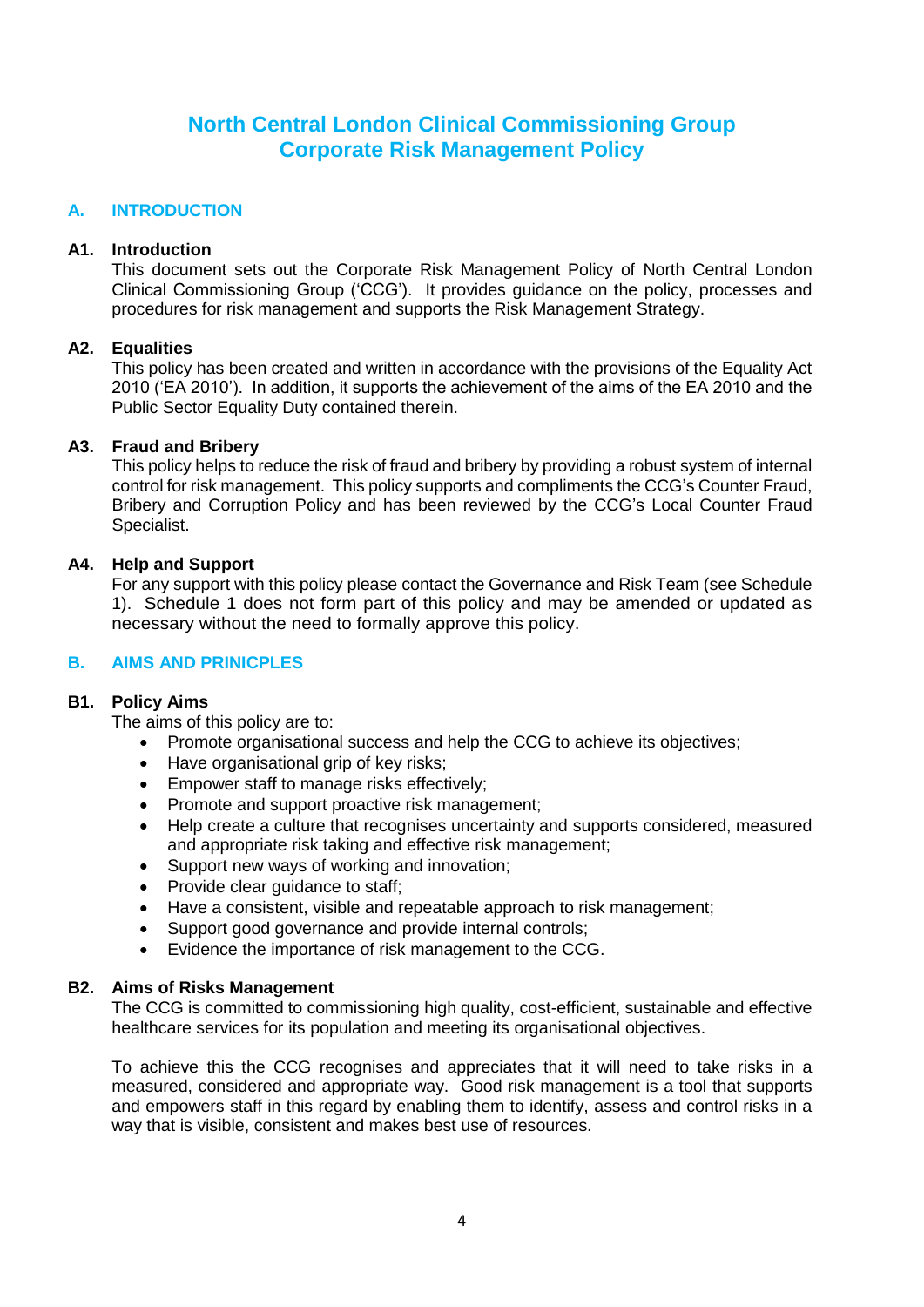# North Central London Clinical Commissioning Group
# Corporate Risk Management Policy

## A. INTRODUCTION

### A1. Introduction

This document sets out the Corporate Risk Management Policy of North Central London Clinical Commissioning Group ('CCG'). It provides guidance on the policy, processes and procedures for risk management and supports the Risk Management Strategy.

### A2. Equalities

This policy has been created and written in accordance with the provisions of the Equality Act 2010 ('EA 2010'). In addition, it supports the achievement of the aims of the EA 2010 and the Public Sector Equality Duty contained therein.

### A3. Fraud and Bribery

This policy helps to reduce the risk of fraud and bribery by providing a robust system of internal control for risk management. This policy supports and compliments the CCG's Counter Fraud, Bribery and Corruption Policy and has been reviewed by the CCG's Local Counter Fraud Specialist.

### A4. Help and Support

For any support with this policy please contact the Governance and Risk Team (see Schedule 1). Schedule 1 does not form part of this policy and may be amended or updated as necessary without the need to formally approve this policy.

## B. AIMS AND PRINICPLES

### B1. Policy Aims

The aims of this policy are to:

- Promote organisational success and help the CCG to achieve its objectives;
- Have organisational grip of key risks;
- Empower staff to manage risks effectively;
- Promote and support proactive risk management;
- Help create a culture that recognises uncertainty and supports considered, measured and appropriate risk taking and effective risk management;
- Support new ways of working and innovation;
- Provide clear guidance to staff;
- Have a consistent, visible and repeatable approach to risk management;
- Support good governance and provide internal controls;
- Evidence the importance of risk management to the CCG.

### B2. Aims of Risks Management

The CCG is committed to commissioning high quality, cost-efficient, sustainable and effective healthcare services for its population and meeting its organisational objectives.

To achieve this the CCG recognises and appreciates that it will need to take risks in a measured, considered and appropriate way. Good risk management is a tool that supports and empowers staff in this regard by enabling them to identify, assess and control risks in a way that is visible, consistent and makes best use of resources.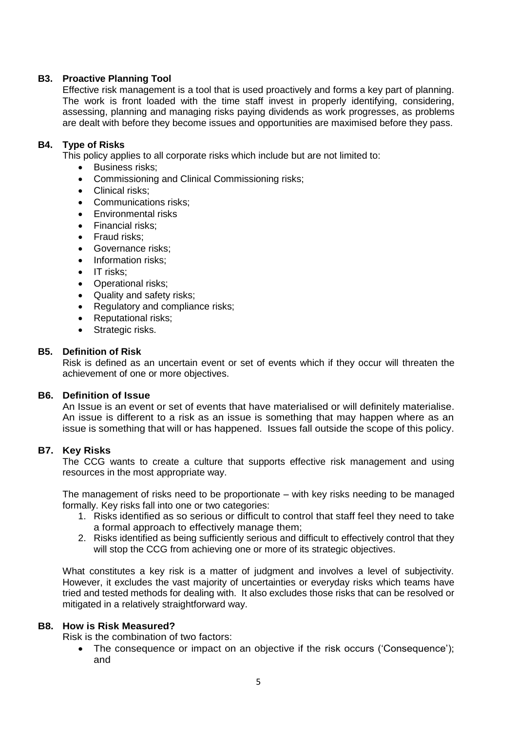### B3. Proactive Planning Tool

Effective risk management is a tool that is used proactively and forms a key part of planning. The work is front loaded with the time staff invest in properly identifying, considering, assessing, planning and managing risks paying dividends as work progresses, as problems are dealt with before they become issues and opportunities are maximised before they pass.

### B4. Type of Risks

This policy applies to all corporate risks which include but are not limited to:

- Business risks;
- Commissioning and Clinical Commissioning risks;
- Clinical risks;
- Communications risks;
- Environmental risks
- Financial risks;
- Fraud risks;
- Governance risks;
- Information risks;
- IT risks;
- Operational risks;
- Quality and safety risks;
- Regulatory and compliance risks;
- Reputational risks;
- Strategic risks.

### B5. Definition of Risk

Risk is defined as an uncertain event or set of events which if they occur will threaten the achievement of one or more objectives.

### B6. Definition of Issue

An Issue is an event or set of events that have materialised or will definitely materialise. An issue is different to a risk as an issue is something that may happen where as an issue is something that will or has happened. Issues fall outside the scope of this policy.

### B7. Key Risks

The CCG wants to create a culture that supports effective risk management and using resources in the most appropriate way.

The management of risks need to be proportionate – with key risks needing to be managed formally. Key risks fall into one or two categories:

1. Risks identified as so serious or difficult to control that staff feel they need to take a formal approach to effectively manage them;
2. Risks identified as being sufficiently serious and difficult to effectively control that they will stop the CCG from achieving one or more of its strategic objectives.

What constitutes a key risk is a matter of judgment and involves a level of subjectivity. However, it excludes the vast majority of uncertainties or everyday risks which teams have tried and tested methods for dealing with. It also excludes those risks that can be resolved or mitigated in a relatively straightforward way.

### B8. How is Risk Measured?

Risk is the combination of two factors:

- The consequence or impact on an objective if the risk occurs ('Consequence'); and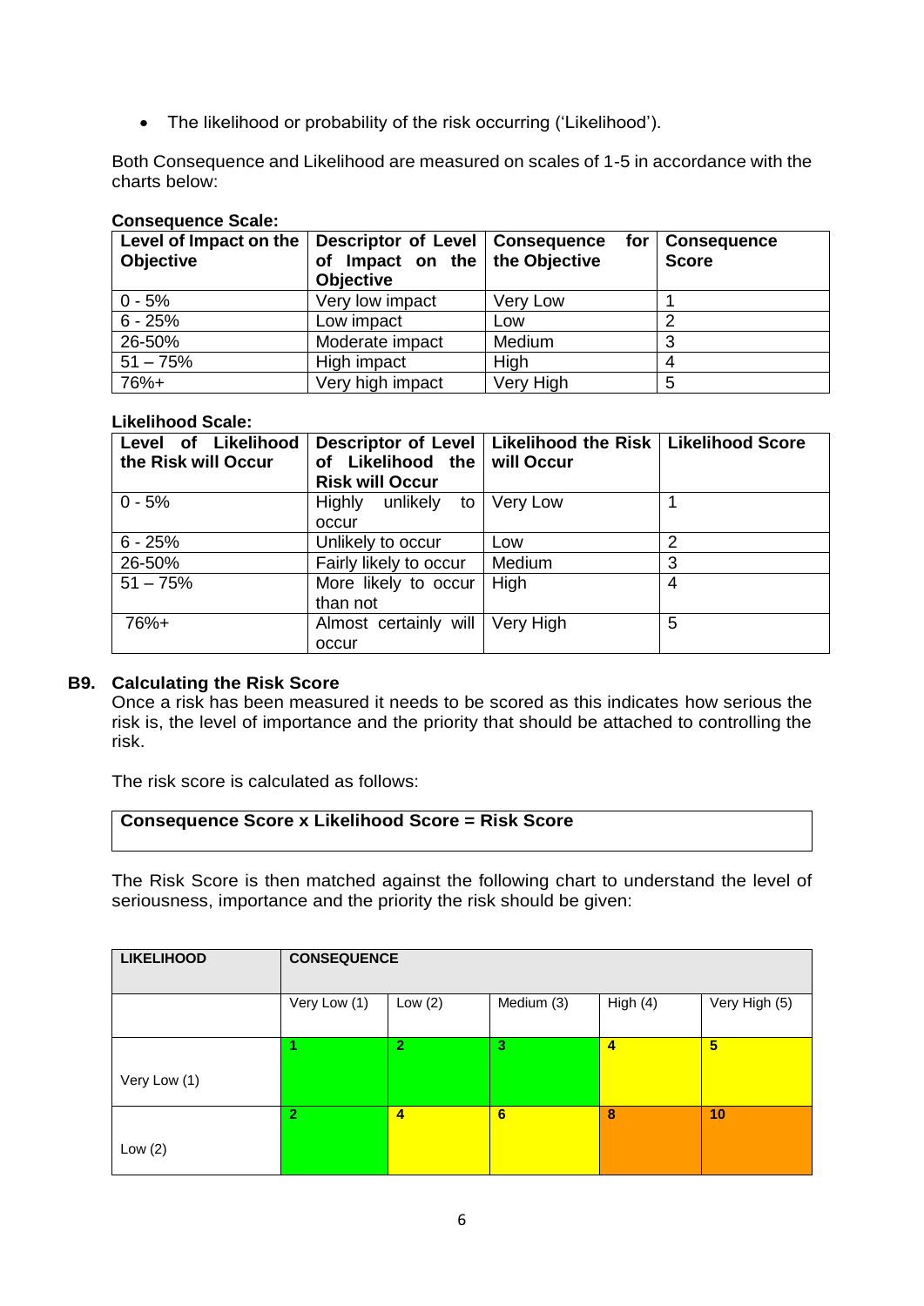- The likelihood or probability of the risk occurring (‘Likelihood’).

Both Consequence and Likelihood are measured on scales of 1-5 in accordance with the charts below:

**Consequence Scale:**

| Level of Impact on the Objective | Descriptor of Level of Impact on the Objective | Consequence for the Objective | Consequence Score |
|---|---|---|---|
| 0 - 5% | Very low impact | Very Low | 1 |
| 6 - 25% | Low impact | Low | 2 |
| 26-50% | Moderate impact | Medium | 3 |
| 51 – 75% | High impact | High | 4 |
| 76%+ | Very high impact | Very High | 5 |

**Likelihood Scale:**

| Level of Likelihood the Risk will Occur | Descriptor of Level of Likelihood the Risk will Occur | Likelihood the Risk will Occur | Likelihood Score |
|---|---|---|---|
| 0 - 5% | Highly unlikely to occur | Very Low | 1 |
| 6 - 25% | Unlikely to occur | Low | 2 |
| 26-50% | Fairly likely to occur | Medium | 3 |
| 51 – 75% | More likely to occur than not | High | 4 |
| 76%+ | Almost certainly will occur | Very High | 5 |

## B9. Calculating the Risk Score

Once a risk has been measured it needs to be scored as this indicates how serious the risk is, the level of importance and the priority that should be attached to controlling the risk.

The risk score is calculated as follows:

**Consequence Score x Likelihood Score = Risk Score**

The Risk Score is then matched against the following chart to understand the level of seriousness, importance and the priority the risk should be given:

| LIKELIHOOD | CONSEQUENCE | | | | |
|---|---|---|---|---|---|
| | Very Low (1) | Low (2) | Medium (3) | High (4) | Very High (5) |
| Very Low (1) | 1 | 2 | 3 | 4 | 5 |
| Low (2) | 2 | 4 | 6 | 8 | 10 |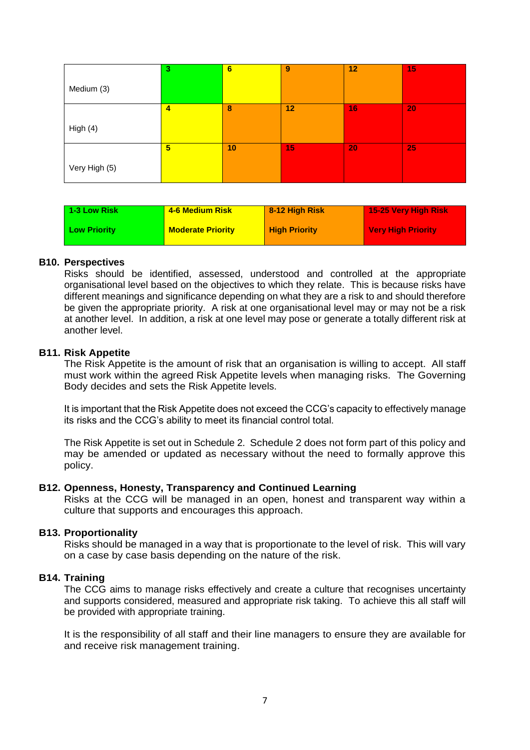| | | | | | |
|---|---|---|---|---|---|
| Medium (3) | 3 | 6 | 9 | 12 | 15 |
| High (4) | 4 | 8 | 12 | 16 | 20 |
| Very High (5) | 5 | 10 | 15 | 20 | 25 |

| 1-3 Low Risk | 4-6 Medium Risk | 8-12 High Risk | 15-25 Very High Risk |
|---|---|---|---|
| Low Priority | Moderate Priority | High Priority | Very High Priority |

### B10. Perspectives

Risks should be identified, assessed, understood and controlled at the appropriate organisational level based on the objectives to which they relate. This is because risks have different meanings and significance depending on what they are a risk to and should therefore be given the appropriate priority. A risk at one organisational level may or may not be a risk at another level. In addition, a risk at one level may pose or generate a totally different risk at another level.

### B11. Risk Appetite

The Risk Appetite is the amount of risk that an organisation is willing to accept. All staff must work within the agreed Risk Appetite levels when managing risks. The Governing Body decides and sets the Risk Appetite levels.

It is important that the Risk Appetite does not exceed the CCG's capacity to effectively manage its risks and the CCG's ability to meet its financial control total.

The Risk Appetite is set out in Schedule 2. Schedule 2 does not form part of this policy and may be amended or updated as necessary without the need to formally approve this policy.

### B12. Openness, Honesty, Transparency and Continued Learning

Risks at the CCG will be managed in an open, honest and transparent way within a culture that supports and encourages this approach.

### B13. Proportionality

Risks should be managed in a way that is proportionate to the level of risk. This will vary on a case by case basis depending on the nature of the risk.

### B14. Training

The CCG aims to manage risks effectively and create a culture that recognises uncertainty and supports considered, measured and appropriate risk taking. To achieve this all staff will be provided with appropriate training.

It is the responsibility of all staff and their line managers to ensure they are available for and receive risk management training.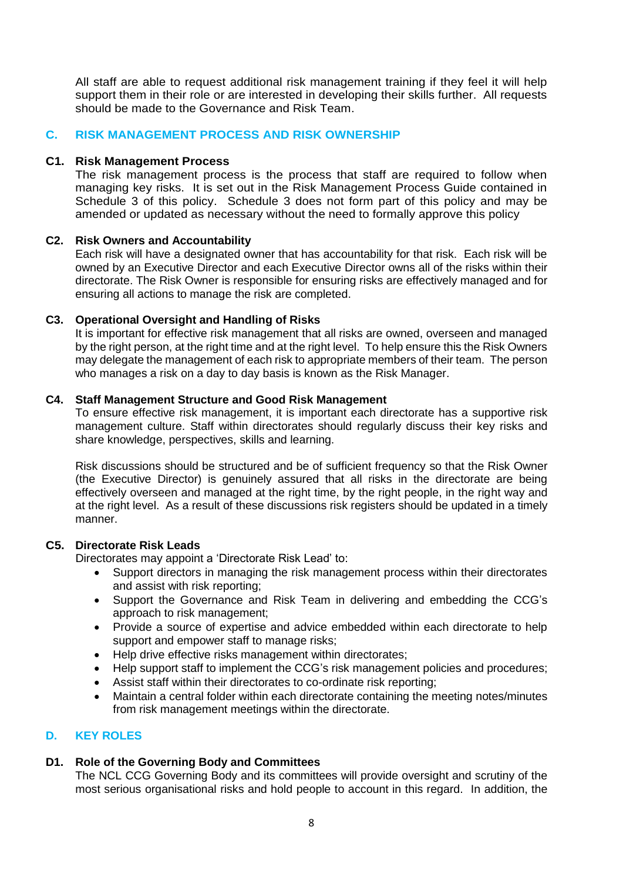All staff are able to request additional risk management training if they feel it will help support them in their role or are interested in developing their skills further. All requests should be made to the Governance and Risk Team.

## C. RISK MANAGEMENT PROCESS AND RISK OWNERSHIP

### C1. Risk Management Process

The risk management process is the process that staff are required to follow when managing key risks. It is set out in the Risk Management Process Guide contained in Schedule 3 of this policy. Schedule 3 does not form part of this policy and may be amended or updated as necessary without the need to formally approve this policy

### C2. Risk Owners and Accountability

Each risk will have a designated owner that has accountability for that risk. Each risk will be owned by an Executive Director and each Executive Director owns all of the risks within their directorate. The Risk Owner is responsible for ensuring risks are effectively managed and for ensuring all actions to manage the risk are completed.

### C3. Operational Oversight and Handling of Risks

It is important for effective risk management that all risks are owned, overseen and managed by the right person, at the right time and at the right level. To help ensure this the Risk Owners may delegate the management of each risk to appropriate members of their team. The person who manages a risk on a day to day basis is known as the Risk Manager.

### C4. Staff Management Structure and Good Risk Management

To ensure effective risk management, it is important each directorate has a supportive risk management culture. Staff within directorates should regularly discuss their key risks and share knowledge, perspectives, skills and learning.

Risk discussions should be structured and be of sufficient frequency so that the Risk Owner (the Executive Director) is genuinely assured that all risks in the directorate are being effectively overseen and managed at the right time, by the right people, in the right way and at the right level. As a result of these discussions risk registers should be updated in a timely manner.

### C5. Directorate Risk Leads

Directorates may appoint a 'Directorate Risk Lead' to:

- Support directors in managing the risk management process within their directorates and assist with risk reporting;
- Support the Governance and Risk Team in delivering and embedding the CCG's approach to risk management;
- Provide a source of expertise and advice embedded within each directorate to help support and empower staff to manage risks;
- Help drive effective risks management within directorates;
- Help support staff to implement the CCG's risk management policies and procedures;
- Assist staff within their directorates to co-ordinate risk reporting;
- Maintain a central folder within each directorate containing the meeting notes/minutes from risk management meetings within the directorate.

## D. KEY ROLES

### D1. Role of the Governing Body and Committees

The NCL CCG Governing Body and its committees will provide oversight and scrutiny of the most serious organisational risks and hold people to account in this regard. In addition, the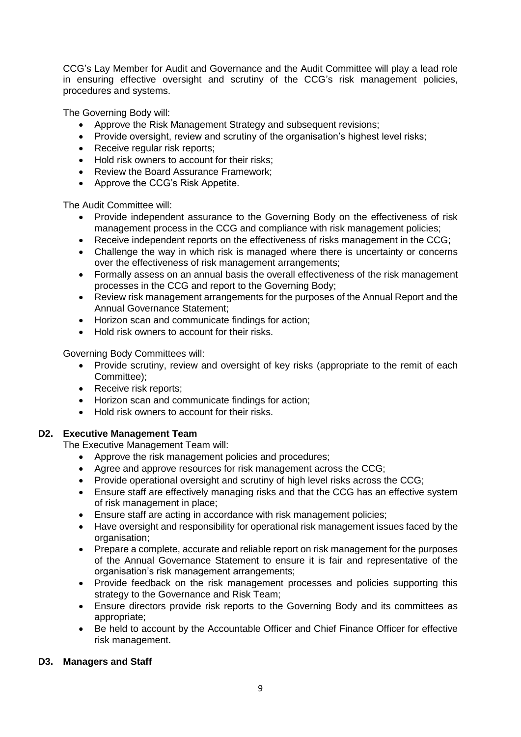CCG's Lay Member for Audit and Governance and the Audit Committee will play a lead role in ensuring effective oversight and scrutiny of the CCG's risk management policies, procedures and systems.

The Governing Body will:

- Approve the Risk Management Strategy and subsequent revisions;
- Provide oversight, review and scrutiny of the organisation's highest level risks;
- Receive regular risk reports;
- Hold risk owners to account for their risks;
- Review the Board Assurance Framework;
- Approve the CCG's Risk Appetite.

The Audit Committee will:

- Provide independent assurance to the Governing Body on the effectiveness of risk management process in the CCG and compliance with risk management policies;
- Receive independent reports on the effectiveness of risks management in the CCG;
- Challenge the way in which risk is managed where there is uncertainty or concerns over the effectiveness of risk management arrangements;
- Formally assess on an annual basis the overall effectiveness of the risk management processes in the CCG and report to the Governing Body;
- Review risk management arrangements for the purposes of the Annual Report and the Annual Governance Statement;
- Horizon scan and communicate findings for action;
- Hold risk owners to account for their risks.

Governing Body Committees will:

- Provide scrutiny, review and oversight of key risks (appropriate to the remit of each Committee);
- Receive risk reports;
- Horizon scan and communicate findings for action;
- Hold risk owners to account for their risks.

### D2. Executive Management Team

The Executive Management Team will:

- Approve the risk management policies and procedures;
- Agree and approve resources for risk management across the CCG;
- Provide operational oversight and scrutiny of high level risks across the CCG;
- Ensure staff are effectively managing risks and that the CCG has an effective system of risk management in place;
- Ensure staff are acting in accordance with risk management policies;
- Have oversight and responsibility for operational risk management issues faced by the organisation;
- Prepare a complete, accurate and reliable report on risk management for the purposes of the Annual Governance Statement to ensure it is fair and representative of the organisation's risk management arrangements;
- Provide feedback on the risk management processes and policies supporting this strategy to the Governance and Risk Team;
- Ensure directors provide risk reports to the Governing Body and its committees as appropriate;
- Be held to account by the Accountable Officer and Chief Finance Officer for effective risk management.

### D3. Managers and Staff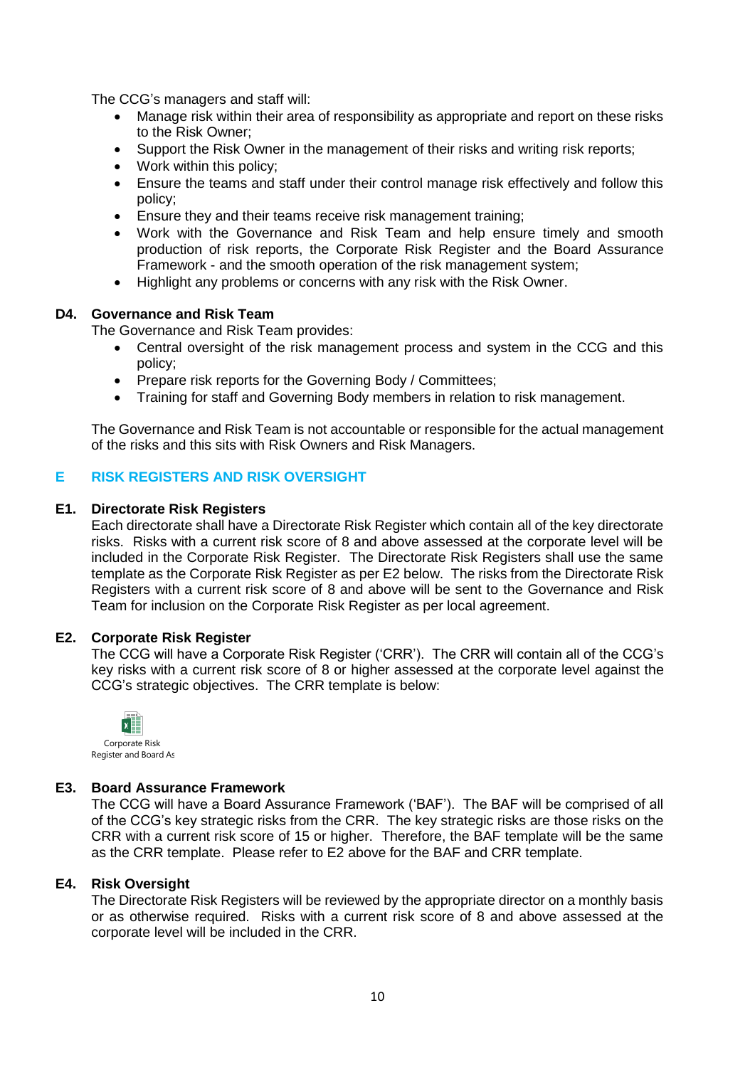The CCG's managers and staff will:

- Manage risk within their area of responsibility as appropriate and report on these risks to the Risk Owner;
- Support the Risk Owner in the management of their risks and writing risk reports;
- Work within this policy;
- Ensure the teams and staff under their control manage risk effectively and follow this policy;
- Ensure they and their teams receive risk management training;
- Work with the Governance and Risk Team and help ensure timely and smooth production of risk reports, the Corporate Risk Register and the Board Assurance Framework - and the smooth operation of the risk management system;
- Highlight any problems or concerns with any risk with the Risk Owner.

### D4. Governance and Risk Team

The Governance and Risk Team provides:

- Central oversight of the risk management process and system in the CCG and this policy;
- Prepare risk reports for the Governing Body / Committees;
- Training for staff and Governing Body members in relation to risk management.

The Governance and Risk Team is not accountable or responsible for the actual management of the risks and this sits with Risk Owners and Risk Managers.

## E RISK REGISTERS AND RISK OVERSIGHT

### E1. Directorate Risk Registers

Each directorate shall have a Directorate Risk Register which contain all of the key directorate risks. Risks with a current risk score of 8 and above assessed at the corporate level will be included in the Corporate Risk Register. The Directorate Risk Registers shall use the same template as the Corporate Risk Register as per E2 below. The risks from the Directorate Risk Registers with a current risk score of 8 and above will be sent to the Governance and Risk Team for inclusion on the Corporate Risk Register as per local agreement.

### E2. Corporate Risk Register

The CCG will have a Corporate Risk Register ('CRR'). The CRR will contain all of the CCG's key risks with a current risk score of 8 or higher assessed at the corporate level against the CCG's strategic objectives. The CRR template is below:

Corporate Risk Register and Board As

### E3. Board Assurance Framework

The CCG will have a Board Assurance Framework ('BAF'). The BAF will be comprised of all of the CCG's key strategic risks from the CRR. The key strategic risks are those risks on the CRR with a current risk score of 15 or higher. Therefore, the BAF template will be the same as the CRR template. Please refer to E2 above for the BAF and CRR template.

### E4. Risk Oversight

The Directorate Risk Registers will be reviewed by the appropriate director on a monthly basis or as otherwise required. Risks with a current risk score of 8 and above assessed at the corporate level will be included in the CRR.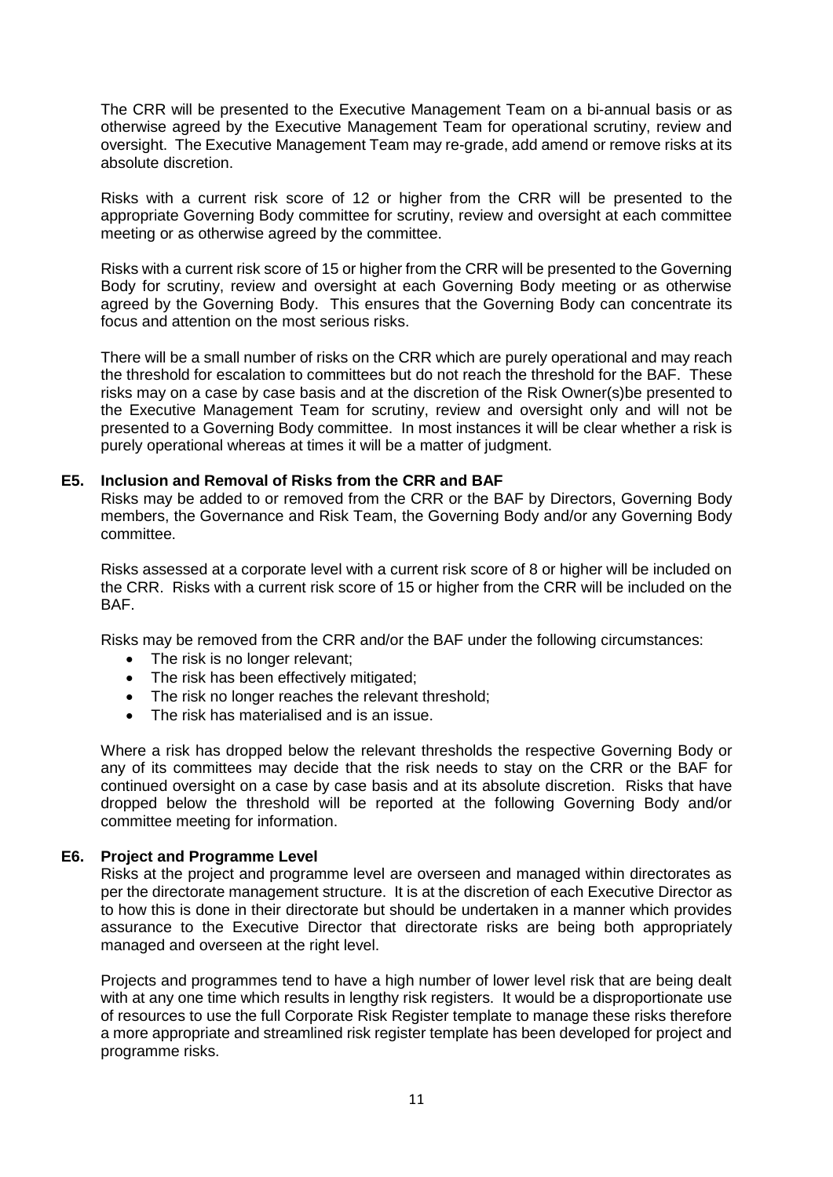The CRR will be presented to the Executive Management Team on a bi-annual basis or as otherwise agreed by the Executive Management Team for operational scrutiny, review and oversight. The Executive Management Team may re-grade, add amend or remove risks at its absolute discretion.

Risks with a current risk score of 12 or higher from the CRR will be presented to the appropriate Governing Body committee for scrutiny, review and oversight at each committee meeting or as otherwise agreed by the committee.

Risks with a current risk score of 15 or higher from the CRR will be presented to the Governing Body for scrutiny, review and oversight at each Governing Body meeting or as otherwise agreed by the Governing Body. This ensures that the Governing Body can concentrate its focus and attention on the most serious risks.

There will be a small number of risks on the CRR which are purely operational and may reach the threshold for escalation to committees but do not reach the threshold for the BAF. These risks may on a case by case basis and at the discretion of the Risk Owner(s)be presented to the Executive Management Team for scrutiny, review and oversight only and will not be presented to a Governing Body committee. In most instances it will be clear whether a risk is purely operational whereas at times it will be a matter of judgment.

### E5. Inclusion and Removal of Risks from the CRR and BAF

Risks may be added to or removed from the CRR or the BAF by Directors, Governing Body members, the Governance and Risk Team, the Governing Body and/or any Governing Body committee.

Risks assessed at a corporate level with a current risk score of 8 or higher will be included on the CRR. Risks with a current risk score of 15 or higher from the CRR will be included on the BAF.

Risks may be removed from the CRR and/or the BAF under the following circumstances:

- The risk is no longer relevant;
- The risk has been effectively mitigated;
- The risk no longer reaches the relevant threshold;
- The risk has materialised and is an issue.

Where a risk has dropped below the relevant thresholds the respective Governing Body or any of its committees may decide that the risk needs to stay on the CRR or the BAF for continued oversight on a case by case basis and at its absolute discretion. Risks that have dropped below the threshold will be reported at the following Governing Body and/or committee meeting for information.

### E6. Project and Programme Level

Risks at the project and programme level are overseen and managed within directorates as per the directorate management structure. It is at the discretion of each Executive Director as to how this is done in their directorate but should be undertaken in a manner which provides assurance to the Executive Director that directorate risks are being both appropriately managed and overseen at the right level.

Projects and programmes tend to have a high number of lower level risk that are being dealt with at any one time which results in lengthy risk registers. It would be a disproportionate use of resources to use the full Corporate Risk Register template to manage these risks therefore a more appropriate and streamlined risk register template has been developed for project and programme risks.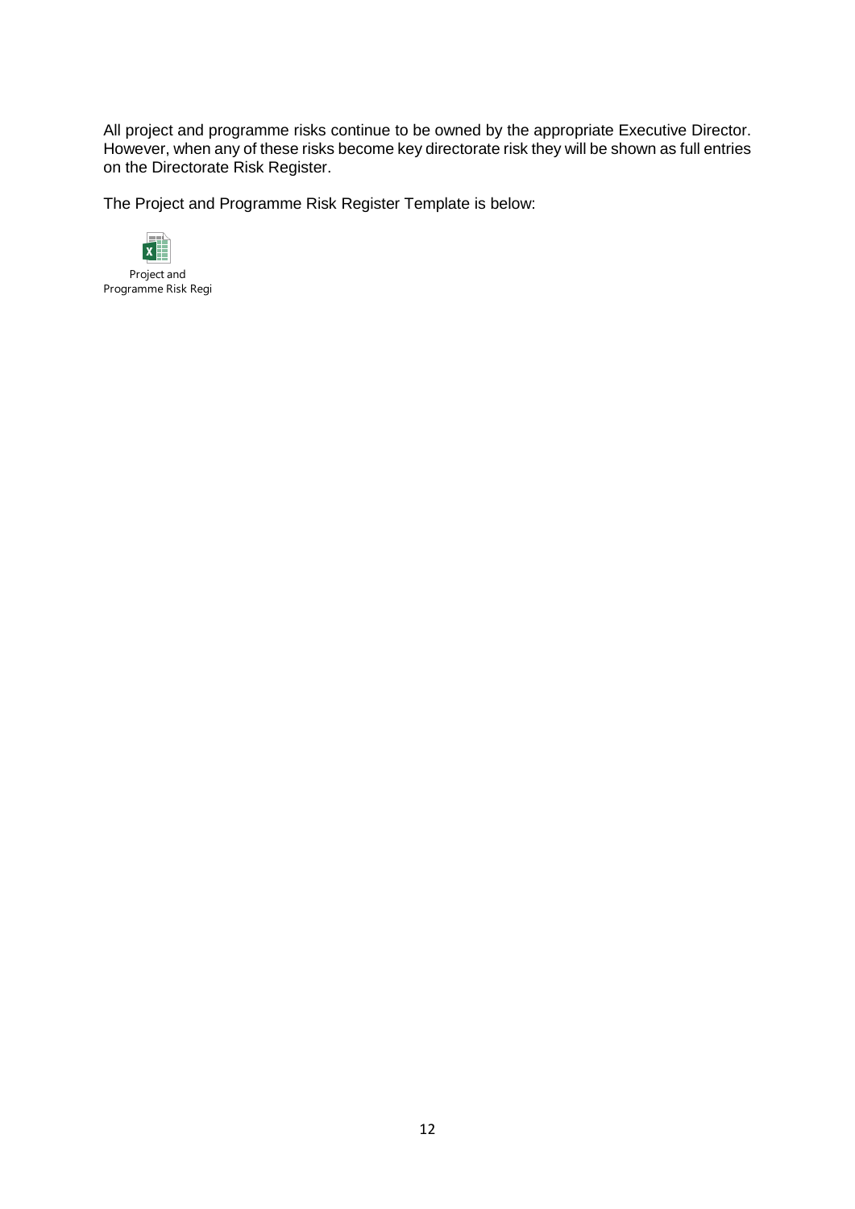All project and programme risks continue to be owned by the appropriate Executive Director. However, when any of these risks become key directorate risk they will be shown as full entries on the Directorate Risk Register.

The Project and Programme Risk Register Template is below:

Project and Programme Risk Regi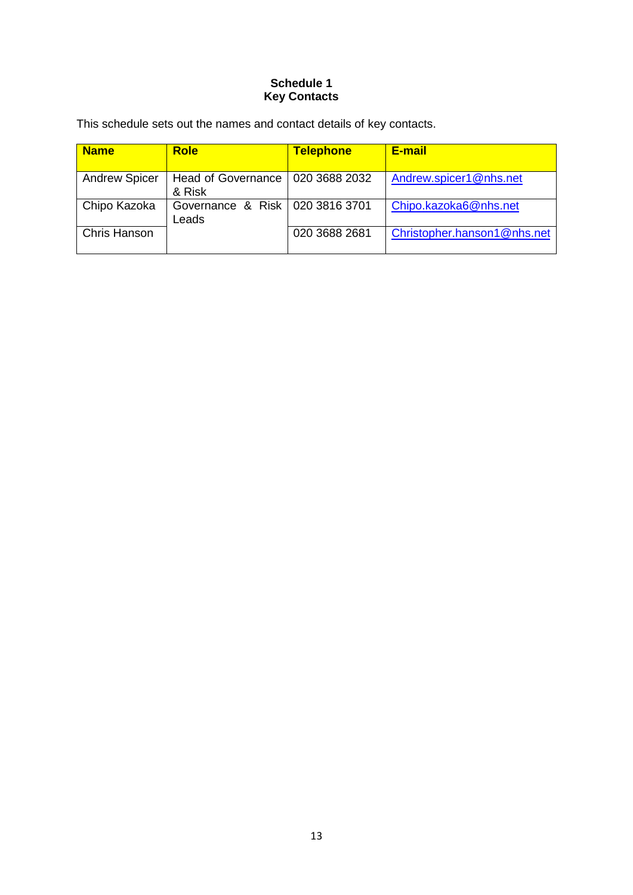**Schedule 1**
**Key Contacts**

This schedule sets out the names and contact details of key contacts.

| Name | Role | Telephone | E-mail |
|---|---|---|---|
| Andrew Spicer | Head of Governance & Risk | 020 3688 2032 | Andrew.spicer1@nhs.net |
| Chipo Kazoka | Governance & Risk Leads | 020 3816 3701 | Chipo.kazoka6@nhs.net |
| Chris Hanson | | 020 3688 2681 | Christopher.hanson1@nhs.net |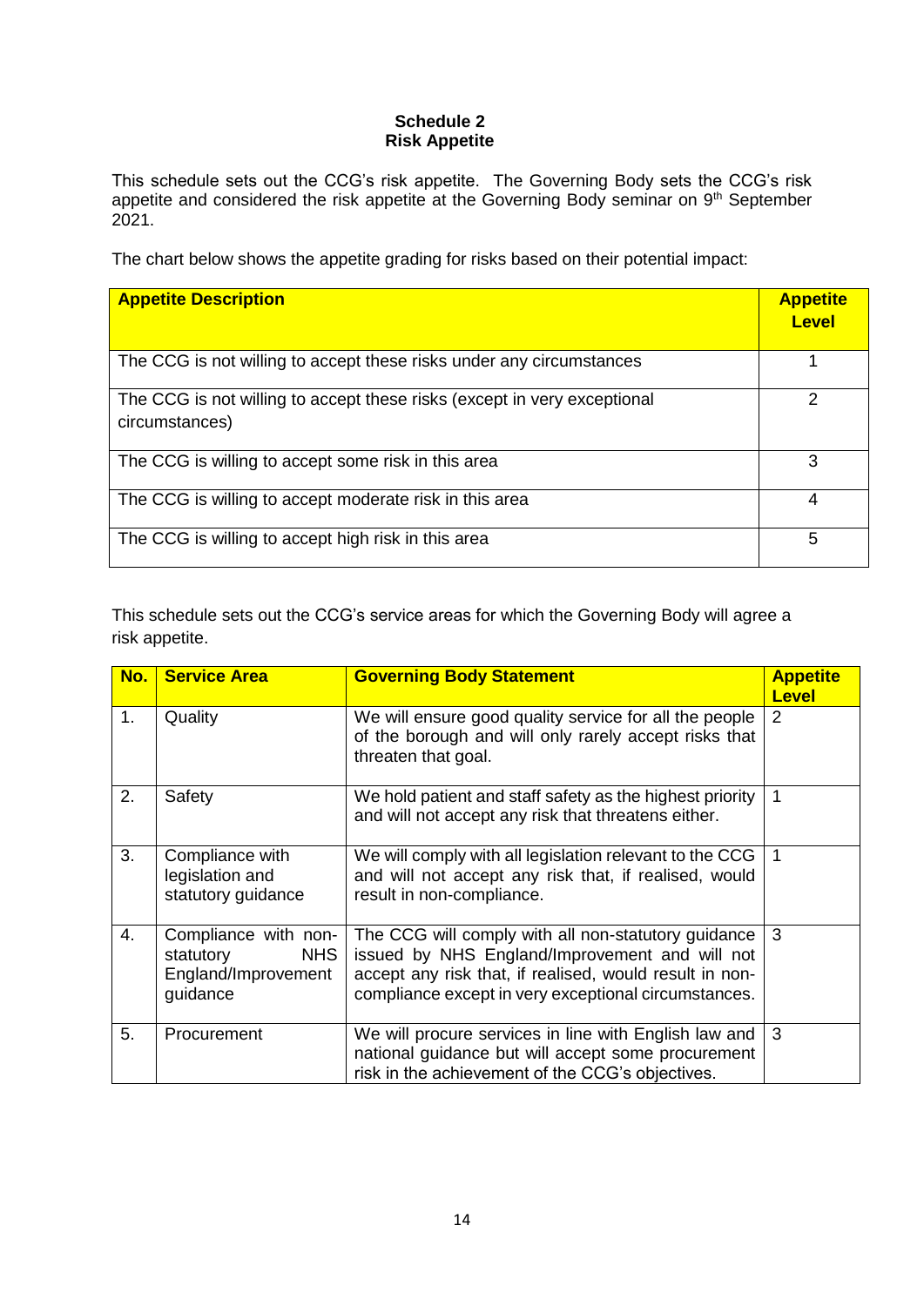**Schedule 2**
**Risk Appetite**

This schedule sets out the CCG's risk appetite. The Governing Body sets the CCG's risk appetite and considered the risk appetite at the Governing Body seminar on 9th September 2021.

The chart below shows the appetite grading for risks based on their potential impact:

| Appetite Description | Appetite Level |
|---|---|
| The CCG is not willing to accept these risks under any circumstances | 1 |
| The CCG is not willing to accept these risks (except in very exceptional circumstances) | 2 |
| The CCG is willing to accept some risk in this area | 3 |
| The CCG is willing to accept moderate risk in this area | 4 |
| The CCG is willing to accept high risk in this area | 5 |

This schedule sets out the CCG's service areas for which the Governing Body will agree a risk appetite.

| No. | Service Area | Governing Body Statement | Appetite Level |
|---|---|---|---|
| 1. | Quality | We will ensure good quality service for all the people of the borough and will only rarely accept risks that threaten that goal. | 2 |
| 2. | Safety | We hold patient and staff safety as the highest priority and will not accept any risk that threatens either. | 1 |
| 3. | Compliance with legislation and statutory guidance | We will comply with all legislation relevant to the CCG and will not accept any risk that, if realised, would result in non-compliance. | 1 |
| 4. | Compliance with non-statutory NHS England/Improvement guidance | The CCG will comply with all non-statutory guidance issued by NHS England/Improvement and will not accept any risk that, if realised, would result in non-compliance except in very exceptional circumstances. | 3 |
| 5. | Procurement | We will procure services in line with English law and national guidance but will accept some procurement risk in the achievement of the CCG's objectives. | 3 |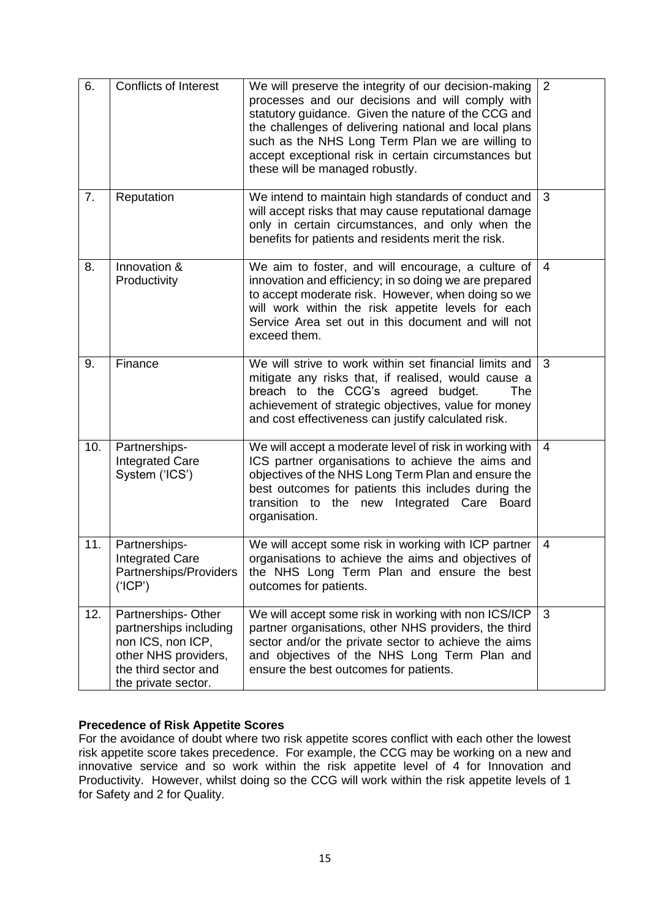| 6. | Conflicts of Interest | We will preserve the integrity of our decision-making processes and our decisions and will comply with statutory guidance. Given the nature of the CCG and the challenges of delivering national and local plans such as the NHS Long Term Plan we are willing to accept exceptional risk in certain circumstances but these will be managed robustly. | 2 |
|---|---|---|---|
| 7. | Reputation | We intend to maintain high standards of conduct and will accept risks that may cause reputational damage only in certain circumstances, and only when the benefits for patients and residents merit the risk. | 3 |
| 8. | Innovation & Productivity | We aim to foster, and will encourage, a culture of innovation and efficiency; in so doing we are prepared to accept moderate risk. However, when doing so we will work within the risk appetite levels for each Service Area set out in this document and will not exceed them. | 4 |
| 9. | Finance | We will strive to work within set financial limits and mitigate any risks that, if realised, would cause a breach to the CCG's agreed budget. The achievement of strategic objectives, value for money and cost effectiveness can justify calculated risk. | 3 |
| 10. | Partnerships- Integrated Care System ('ICS') | We will accept a moderate level of risk in working with ICS partner organisations to achieve the aims and objectives of the NHS Long Term Plan and ensure the best outcomes for patients this includes during the transition to the new Integrated Care Board organisation. | 4 |
| 11. | Partnerships- Integrated Care Partnerships/Providers ('ICP') | We will accept some risk in working with ICP partner organisations to achieve the aims and objectives of the NHS Long Term Plan and ensure the best outcomes for patients. | 4 |
| 12. | Partnerships- Other partnerships including non ICS, non ICP, other NHS providers, the third sector and the private sector. | We will accept some risk in working with non ICS/ICP partner organisations, other NHS providers, the third sector and/or the private sector to achieve the aims and objectives of the NHS Long Term Plan and ensure the best outcomes for patients. | 3 |

**Precedence of Risk Appetite Scores**

For the avoidance of doubt where two risk appetite scores conflict with each other the lowest risk appetite score takes precedence. For example, the CCG may be working on a new and innovative service and so work within the risk appetite level of 4 for Innovation and Productivity. However, whilst doing so the CCG will work within the risk appetite levels of 1 for Safety and 2 for Quality.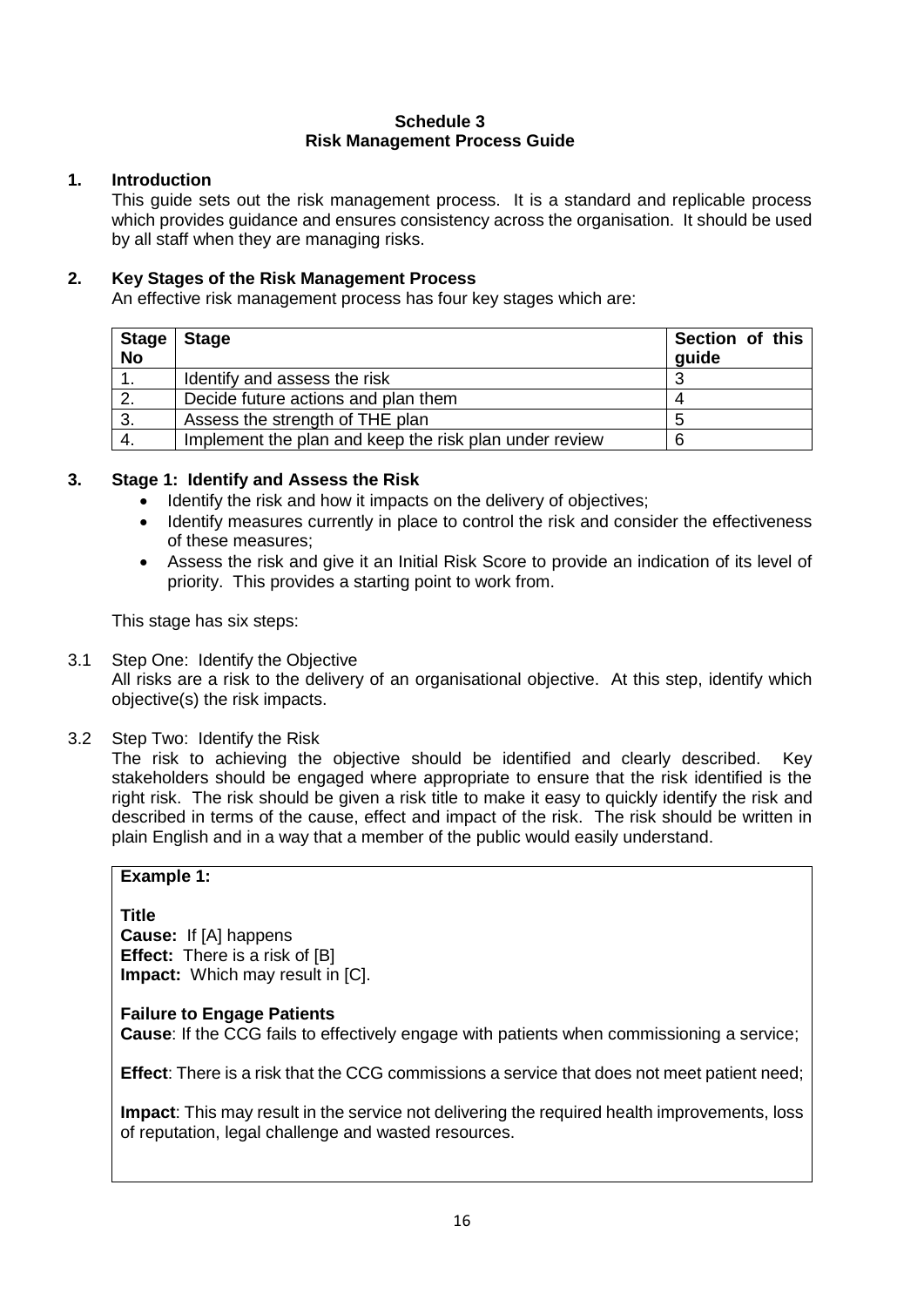**Schedule 3**
**Risk Management Process Guide**

## 1. Introduction

This guide sets out the risk management process. It is a standard and replicable process which provides guidance and ensures consistency across the organisation. It should be used by all staff when they are managing risks.

## 2. Key Stages of the Risk Management Process

An effective risk management process has four key stages which are:

| Stage No | Stage | Section of this guide |
|---|---|---|
| 1. | Identify and assess the risk | 3 |
| 2. | Decide future actions and plan them | 4 |
| 3. | Assess the strength of THE plan | 5 |
| 4. | Implement the plan and keep the risk plan under review | 6 |

## 3. Stage 1: Identify and Assess the Risk

- Identify the risk and how it impacts on the delivery of objectives;
- Identify measures currently in place to control the risk and consider the effectiveness of these measures;
- Assess the risk and give it an Initial Risk Score to provide an indication of its level of priority. This provides a starting point to work from.

This stage has six steps:

3.1 Step One: Identify the Objective

All risks are a risk to the delivery of an organisational objective. At this step, identify which objective(s) the risk impacts.

3.2 Step Two: Identify the Risk

The risk to achieving the objective should be identified and clearly described. Key stakeholders should be engaged where appropriate to ensure that the risk identified is the right risk. The risk should be given a risk title to make it easy to quickly identify the risk and described in terms of the cause, effect and impact of the risk. The risk should be written in plain English and in a way that a member of the public would easily understand.

> **Example 1:**
>
> **Title**
> **Cause:** If [A] happens
> **Effect:** There is a risk of [B]
> **Impact:** Which may result in [C].
>
> **Failure to Engage Patients**
> **Cause**: If the CCG fails to effectively engage with patients when commissioning a service;
>
> **Effect**: There is a risk that the CCG commissions a service that does not meet patient need;
>
> **Impact**: This may result in the service not delivering the required health improvements, loss of reputation, legal challenge and wasted resources.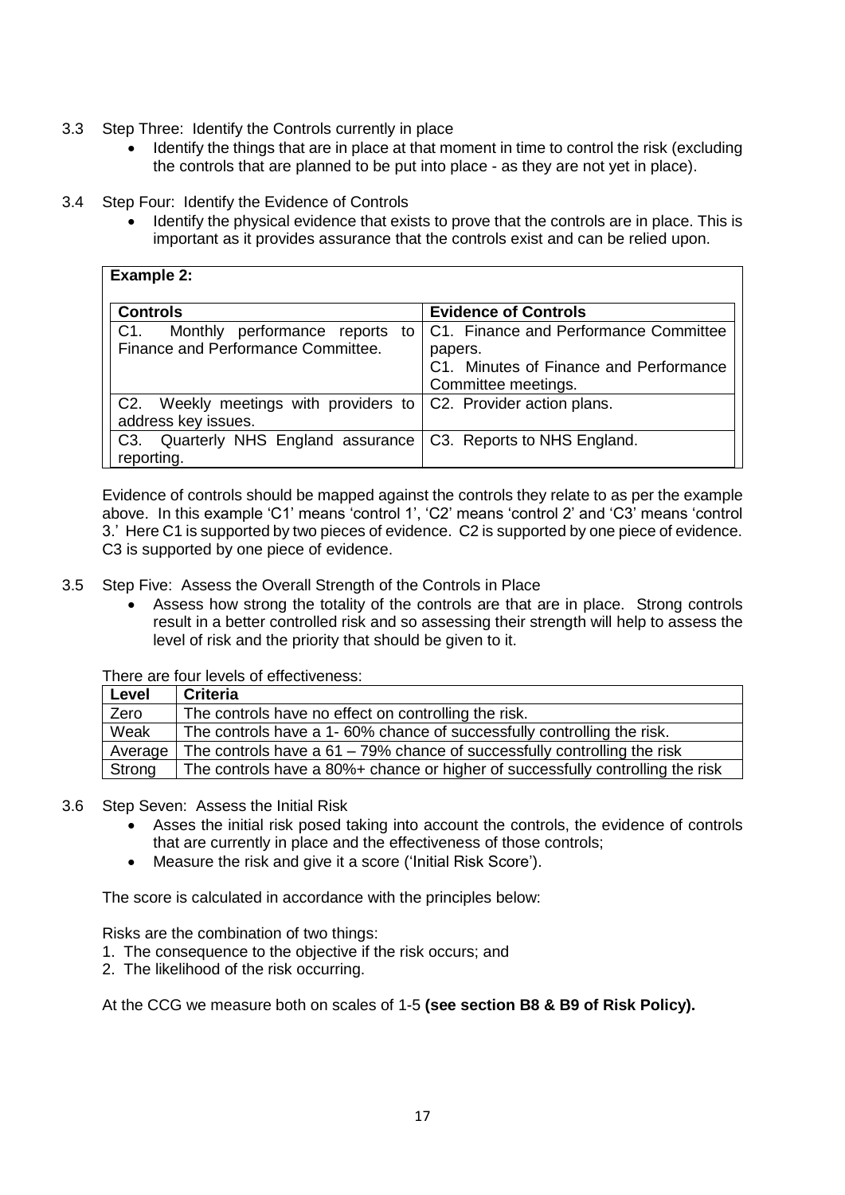3.3 Step Three: Identify the Controls currently in place

- Identify the things that are in place at that moment in time to control the risk (excluding the controls that are planned to be put into place - as they are not yet in place).

3.4 Step Four: Identify the Evidence of Controls

- Identify the physical evidence that exists to prove that the controls are in place. This is important as it provides assurance that the controls exist and can be relied upon.

**Example 2:**

| Controls | Evidence of Controls |
|---|---|
| C1. Monthly performance reports to Finance and Performance Committee. | C1. Finance and Performance Committee papers.<br>C1. Minutes of Finance and Performance Committee meetings. |
| C2. Weekly meetings with providers to address key issues. | C2. Provider action plans. |
| C3. Quarterly NHS England assurance reporting. | C3. Reports to NHS England. |

Evidence of controls should be mapped against the controls they relate to as per the example above. In this example 'C1' means 'control 1', 'C2' means 'control 2' and 'C3' means 'control 3.' Here C1 is supported by two pieces of evidence. C2 is supported by one piece of evidence. C3 is supported by one piece of evidence.

3.5 Step Five: Assess the Overall Strength of the Controls in Place

- Assess how strong the totality of the controls are that are in place. Strong controls result in a better controlled risk and so assessing their strength will help to assess the level of risk and the priority that should be given to it.

There are four levels of effectiveness:

| Level | Criteria |
|---|---|
| Zero | The controls have no effect on controlling the risk. |
| Weak | The controls have a 1- 60% chance of successfully controlling the risk. |
| Average | The controls have a 61 – 79% chance of successfully controlling the risk |
| Strong | The controls have a 80%+ chance or higher of successfully controlling the risk |

3.6 Step Seven: Assess the Initial Risk

- Asses the initial risk posed taking into account the controls, the evidence of controls that are currently in place and the effectiveness of those controls;
- Measure the risk and give it a score ('Initial Risk Score').

The score is calculated in accordance with the principles below:

Risks are the combination of two things:

1. The consequence to the objective if the risk occurs; and
2. The likelihood of the risk occurring.

At the CCG we measure both on scales of 1-5 **(see section B8 & B9 of Risk Policy).**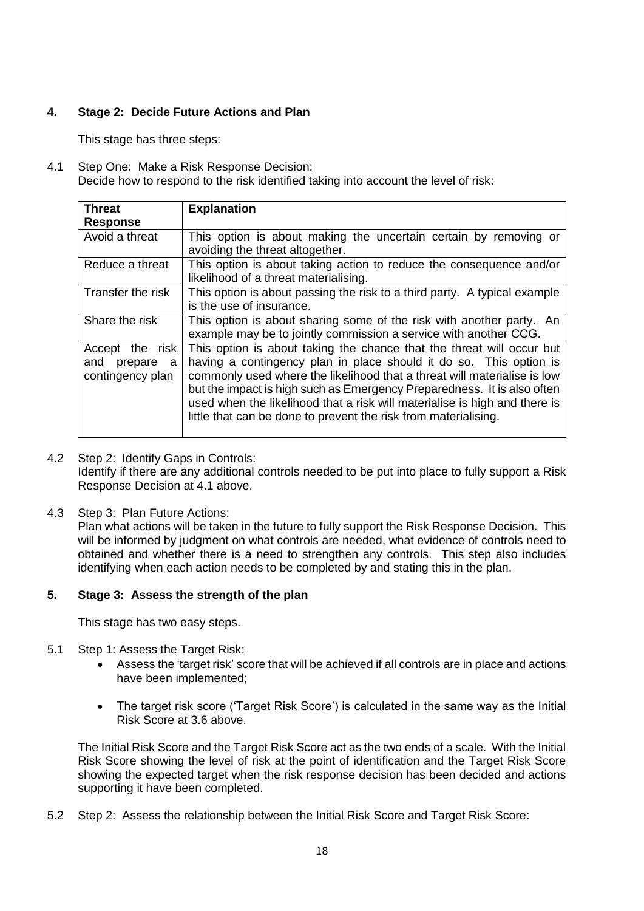## 4. Stage 2: Decide Future Actions and Plan

This stage has three steps:

4.1 Step One: Make a Risk Response Decision:
Decide how to respond to the risk identified taking into account the level of risk:

| Threat Response | Explanation |
|---|---|
| Avoid a threat | This option is about making the uncertain certain by removing or avoiding the threat altogether. |
| Reduce a threat | This option is about taking action to reduce the consequence and/or likelihood of a threat materialising. |
| Transfer the risk | This option is about passing the risk to a third party. A typical example is the use of insurance. |
| Share the risk | This option is about sharing some of the risk with another party. An example may be to jointly commission a service with another CCG. |
| Accept the risk and prepare a contingency plan | This option is about taking the chance that the threat will occur but having a contingency plan in place should it do so. This option is commonly used where the likelihood that a threat will materialise is low but the impact is high such as Emergency Preparedness. It is also often used when the likelihood that a risk will materialise is high and there is little that can be done to prevent the risk from materialising. |

4.2 Step 2: Identify Gaps in Controls:
Identify if there are any additional controls needed to be put into place to fully support a Risk Response Decision at 4.1 above.

4.3 Step 3: Plan Future Actions:
Plan what actions will be taken in the future to fully support the Risk Response Decision. This will be informed by judgment on what controls are needed, what evidence of controls need to obtained and whether there is a need to strengthen any controls. This step also includes identifying when each action needs to be completed by and stating this in the plan.

## 5. Stage 3: Assess the strength of the plan

This stage has two easy steps.

5.1 Step 1: Assess the Target Risk:

- Assess the 'target risk' score that will be achieved if all controls are in place and actions have been implemented;
- The target risk score ('Target Risk Score') is calculated in the same way as the Initial Risk Score at 3.6 above.

The Initial Risk Score and the Target Risk Score act as the two ends of a scale. With the Initial Risk Score showing the level of risk at the point of identification and the Target Risk Score showing the expected target when the risk response decision has been decided and actions supporting it have been completed.

5.2 Step 2: Assess the relationship between the Initial Risk Score and Target Risk Score: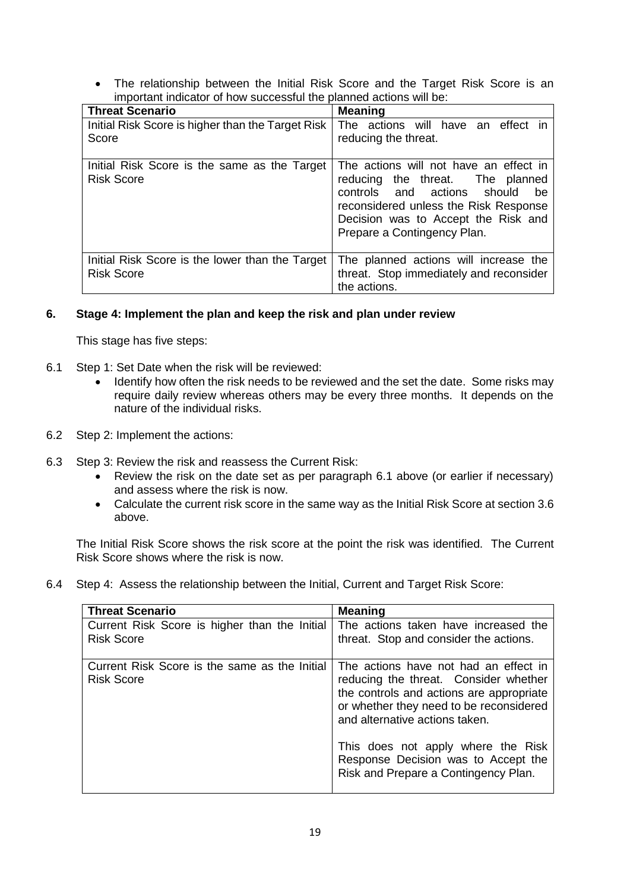- The relationship between the Initial Risk Score and the Target Risk Score is an important indicator of how successful the planned actions will be:

| Threat Scenario | Meaning |
|---|---|
| Initial Risk Score is higher than the Target Risk Score | The actions will have an effect in reducing the threat. |
| Initial Risk Score is the same as the Target Risk Score | The actions will not have an effect in reducing the threat. The planned controls and actions should be reconsidered unless the Risk Response Decision was to Accept the Risk and Prepare a Contingency Plan. |
| Initial Risk Score is the lower than the Target Risk Score | The planned actions will increase the threat. Stop immediately and reconsider the actions. |

## 6. Stage 4: Implement the plan and keep the risk and plan under review

This stage has five steps:

6.1 Step 1: Set Date when the risk will be reviewed:

- Identify how often the risk needs to be reviewed and the set the date. Some risks may require daily review whereas others may be every three months. It depends on the nature of the individual risks.

6.2 Step 2: Implement the actions:

6.3 Step 3: Review the risk and reassess the Current Risk:

- Review the risk on the date set as per paragraph 6.1 above (or earlier if necessary) and assess where the risk is now.
- Calculate the current risk score in the same way as the Initial Risk Score at section 3.6 above.

The Initial Risk Score shows the risk score at the point the risk was identified. The Current Risk Score shows where the risk is now.

6.4 Step 4: Assess the relationship between the Initial, Current and Target Risk Score:

| Threat Scenario | Meaning |
|---|---|
| Current Risk Score is higher than the Initial Risk Score | The actions taken have increased the threat. Stop and consider the actions. |
| Current Risk Score is the same as the Initial Risk Score | The actions have not had an effect in reducing the threat. Consider whether the controls and actions are appropriate or whether they need to be reconsidered and alternative actions taken.<br><br>This does not apply where the Risk Response Decision was to Accept the Risk and Prepare a Contingency Plan. |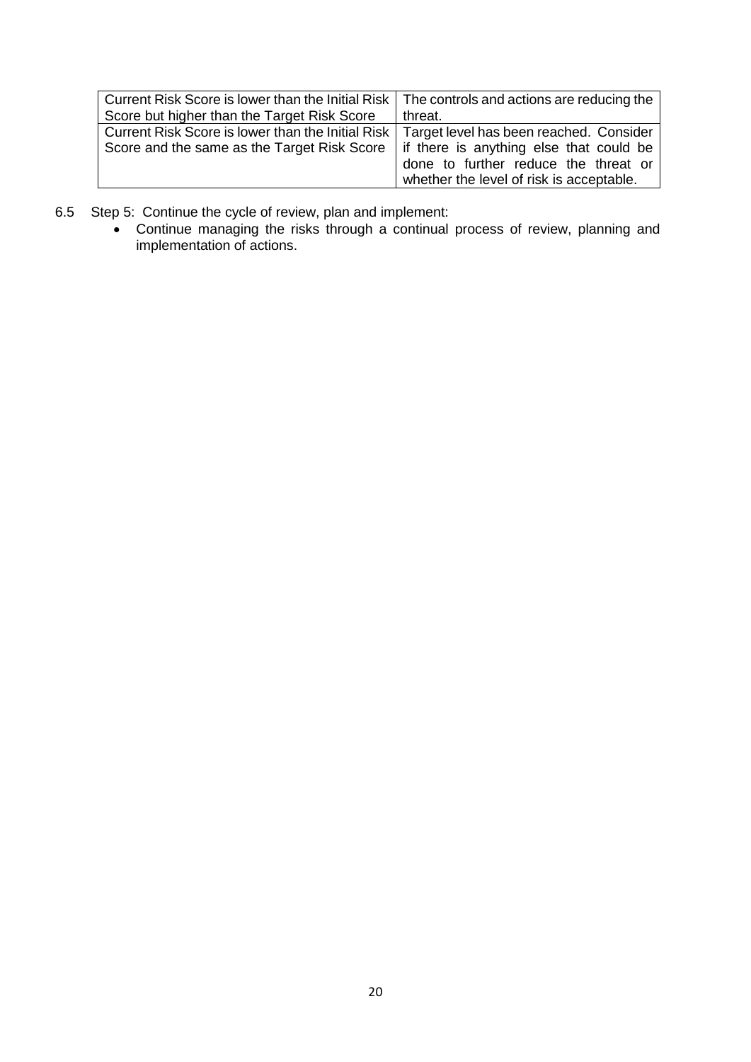| | |
|---|---|
| Current Risk Score is lower than the Initial Risk Score but higher than the Target Risk Score | The controls and actions are reducing the threat. |
| Current Risk Score is lower than the Initial Risk Score and the same as the Target Risk Score | Target level has been reached. Consider if there is anything else that could be done to further reduce the threat or whether the level of risk is acceptable. |

6.5 Step 5: Continue the cycle of review, plan and implement:

- Continue managing the risks through a continual process of review, planning and implementation of actions.